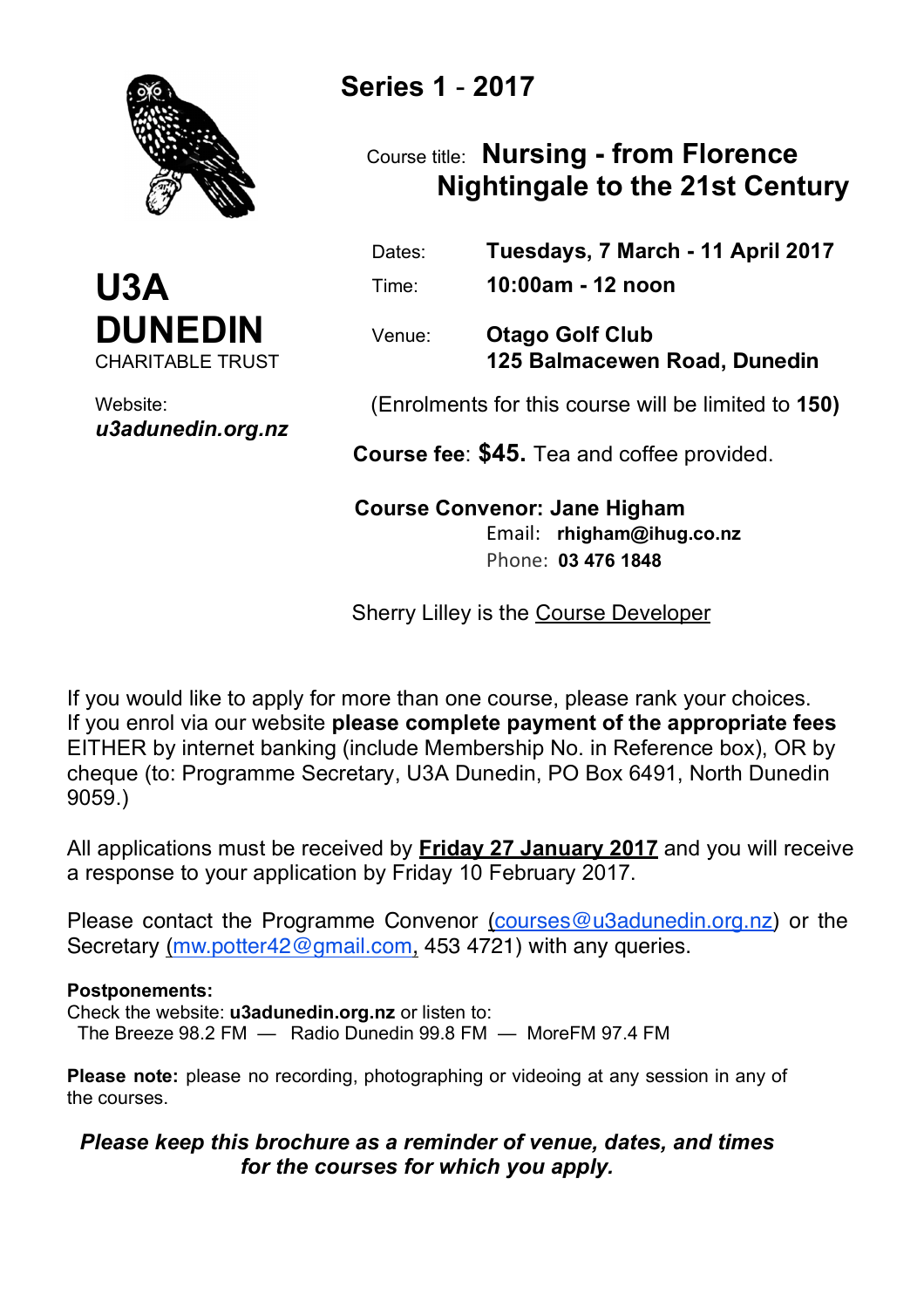# U3A DUNEDIN

CHARITABLE TRUST

Website:
***u3adunedin.org.nz***

## Series 1 - 2017

Course title: **Nursing - from Florence Nightingale to the 21st Century**

| | |
|---|---|
| Dates: | **Tuesdays, 7 March - 11 April 2017** |
| Time: | **10:00am - 12 noon** |
| Venue: | **Otago Golf Club**<br>**125 Balmacewen Road, Dunedin** |

(Enrolments for this course will be limited to **150)**

**Course fee**: **$45.** Tea and coffee provided.

**Course Convenor: Jane Higham**
Email: **rhigham@ihug.co.nz**
Phone: **03 476 1848**

Sherry Lilley is the Course Developer

If you would like to apply for more than one course, please rank your choices.
If you enrol via our website **please complete payment of the appropriate fees** EITHER by internet banking (include Membership No. in Reference box), OR by cheque (to: Programme Secretary, U3A Dunedin, PO Box 6491, North Dunedin 9059.)

All applications must be received by **Friday 27 January 2017** and you will receive a response to your application by Friday 10 February 2017.

Please contact the Programme Convenor (courses@u3adunedin.org.nz) or the Secretary (mw.potter42@gmail.com, 453 4721) with any queries.

**Postponements:**
Check the website: **u3adunedin.org.nz** or listen to:
The Breeze 98.2 FM — Radio Dunedin 99.8 FM — MoreFM 97.4 FM

**Please note:** please no recording, photographing or videoing at any session in any of the courses.

***Please keep this brochure as a reminder of venue, dates, and times for the courses for which you apply.***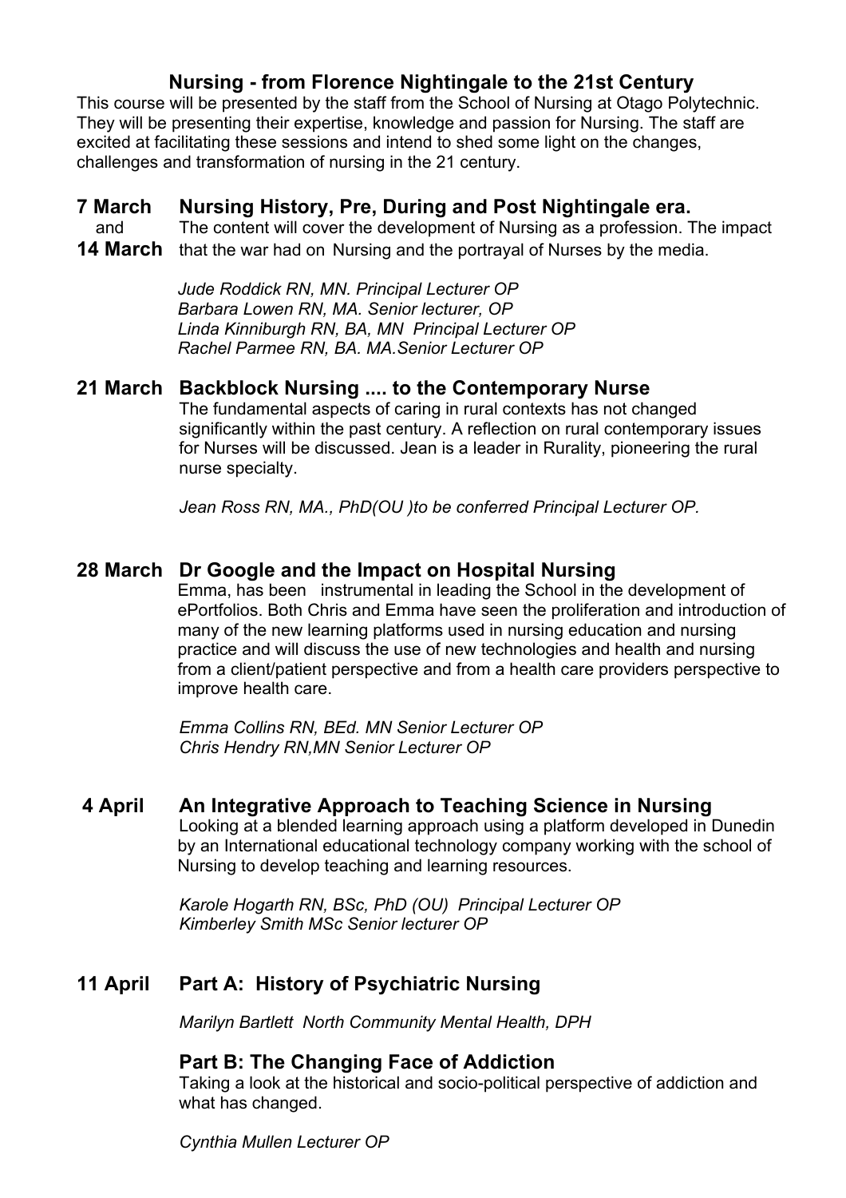## Nursing - from Florence Nightingale to the 21st Century

This course will be presented by the staff from the School of Nursing at Otago Polytechnic. They will be presenting their expertise, knowledge and passion for Nursing. The staff are excited at facilitating these sessions and intend to shed some light on the changes, challenges and transformation of nursing in the 21 century.

### 7 March and 14 March — Nursing History, Pre, During and Post Nightingale era.

The content will cover the development of Nursing as a profession. The impact that the war had on Nursing and the portrayal of Nurses by the media.

*Jude Roddick RN, MN. Principal Lecturer OP*
*Barbara Lowen RN, MA. Senior lecturer, OP*
*Linda Kinniburgh RN, BA, MN Principal Lecturer OP*
*Rachel Parmee RN, BA. MA.Senior Lecturer OP*

### 21 March — Backblock Nursing .... to the Contemporary Nurse

The fundamental aspects of caring in rural contexts has not changed significantly within the past century. A reflection on rural contemporary issues for Nurses will be discussed. Jean is a leader in Rurality, pioneering the rural nurse specialty.

*Jean Ross RN, MA., PhD(OU )to be conferred Principal Lecturer OP.*

### 28 March — Dr Google and the Impact on Hospital Nursing

Emma, has been instrumental in leading the School in the development of ePortfolios. Both Chris and Emma have seen the proliferation and introduction of many of the new learning platforms used in nursing education and nursing practice and will discuss the use of new technologies and health and nursing from a client/patient perspective and from a health care providers perspective to improve health care.

*Emma Collins RN, BEd. MN Senior Lecturer OP*
*Chris Hendry RN,MN Senior Lecturer OP*

### 4 April — An Integrative Approach to Teaching Science in Nursing

Looking at a blended learning approach using a platform developed in Dunedin by an International educational technology company working with the school of Nursing to develop teaching and learning resources.

*Karole Hogarth RN, BSc, PhD (OU) Principal Lecturer OP*
*Kimberley Smith MSc Senior lecturer OP*

### 11 April — Part A: History of Psychiatric Nursing

*Marilyn Bartlett North Community Mental Health, DPH*

### Part B: The Changing Face of Addiction

Taking a look at the historical and socio-political perspective of addiction and what has changed.

*Cynthia Mullen Lecturer OP*